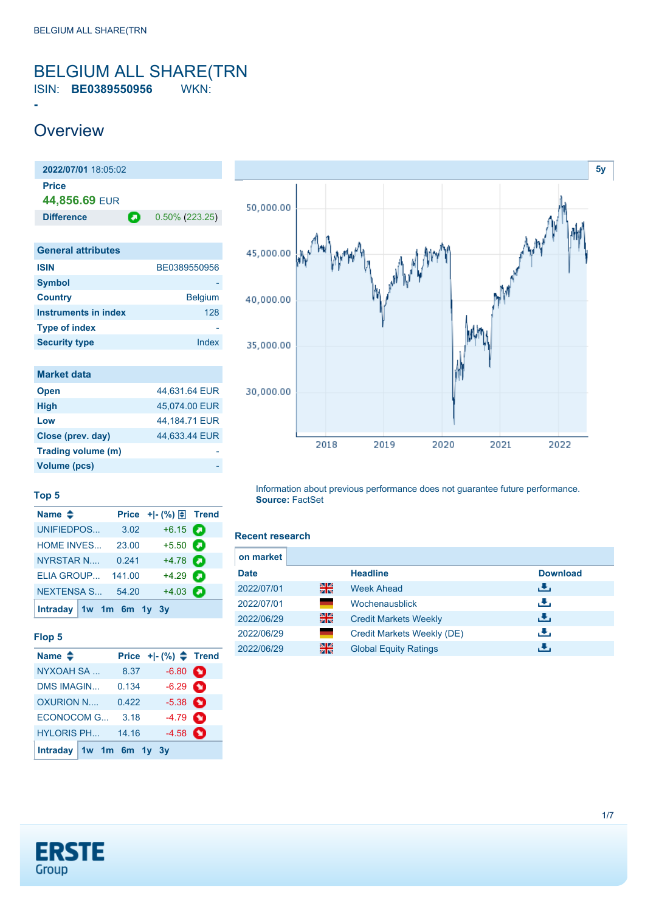# BELGIUM ALL SHARE(TRN

ISIN: **BE0389550956** WKN: **-**

## Overview

| **2022/07/01** 18:05:02 | |
|---|---|
| **Price** | |
| **44,856.69** EUR | |
| **Difference** | 0.50% (223.25) |

| General attributes | |
|---|---|
| **ISIN** | BE0389550956 |
| **Symbol** | - |
| **Country** | Belgium |
| **Instruments in index** | 128 |
| **Type of index** | - |
| **Security type** | Index |

| Market data | |
|---|---|
| **Open** | 44,631.64 EUR |
| **High** | 45,074.00 EUR |
| **Low** | 44,184.71 EUR |
| **Close (prev. day)** | 44,633.44 EUR |
| **Trading volume (m)** | - |
| **Volume (pcs)** | - |

5y

Information about previous performance does not guarantee future performance.
**Source:** FactSet

### Top 5

| Name | Price | +\|- (%) | Trend |
|---|---|---|---|
| UNIFIEDPOS... | 3.02 | +6.15 | |
| HOME INVES... | 23.00 | +5.50 | |
| NYRSTAR N.... | 0.241 | +4.78 | |
| ELIA GROUP... | 141.00 | +4.29 | |
| NEXTENSA S... | 54.20 | +4.03 | |

Intraday 1w 1m 6m 1y 3y

### Flop 5

| Name | Price | +\|- (%) | Trend |
|---|---|---|---|
| NYXOAH SA ... | 8.37 | -6.80 | |
| DMS IMAGIN... | 0.134 | -6.29 | |
| OXURION N.... | 0.422 | -5.38 | |
| ECONOCOM G... | 3.18 | -4.79 | |
| HYLORIS PH... | 14.16 | -4.58 | |

Intraday 1w 1m 6m 1y 3y

### Recent research

on market

| Date | | Headline | Download |
|---|---|---|---|
| 2022/07/01 | EN | Week Ahead | |
| 2022/07/01 | DE | Wochenausblick | |
| 2022/06/29 | EN | Credit Markets Weekly | |
| 2022/06/29 | DE | Credit Markets Weekly (DE) | |
| 2022/06/29 | EN | Global Equity Ratings | |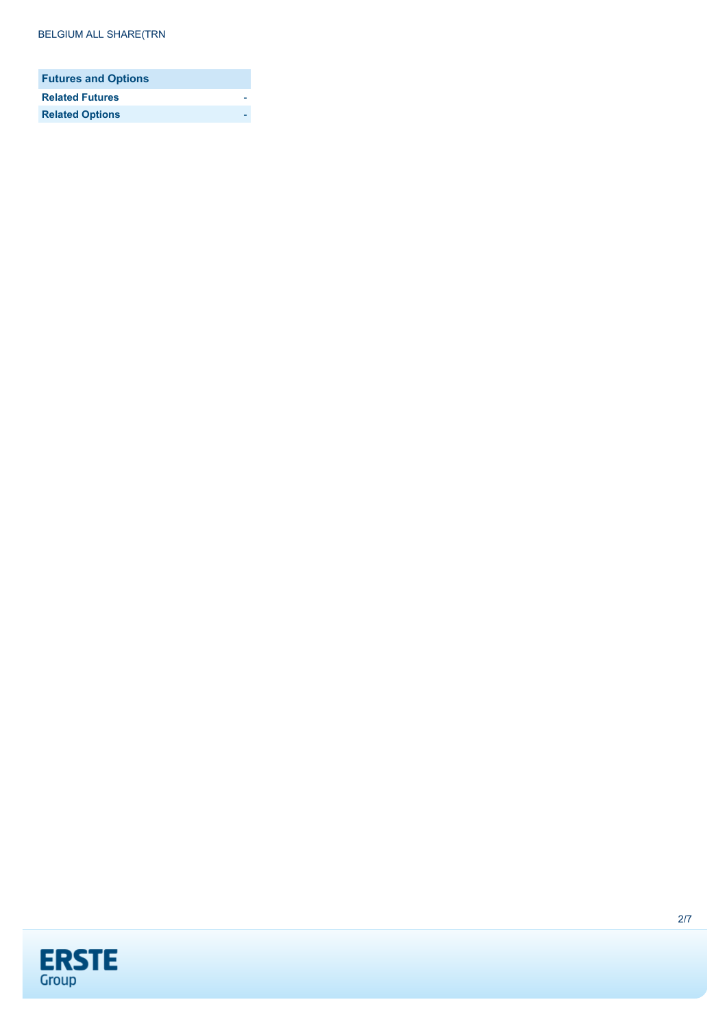| Futures and Options | |
|---|---|
| **Related Futures** | - |
| **Related Options** | - |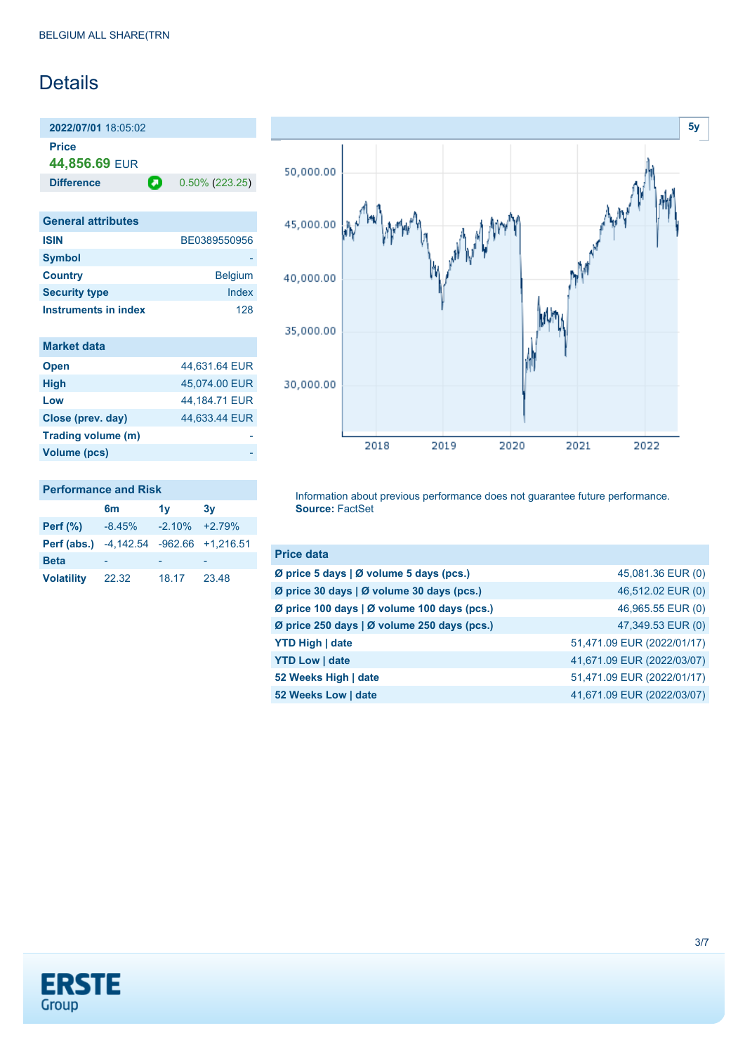BELGIUM ALL SHARE(TRN

# Details

**2022/07/01** 18:05:02

**Price**

**44,856.69** EUR

| **Difference** | 0.50% (223.25) |
|---|---|

## General attributes

| | |
|---|---|
| **ISIN** | BE0389550956 |
| **Symbol** | - |
| **Country** | Belgium |
| **Security type** | Index |
| **Instruments in index** | 128 |

## Market data

| | |
|---|---|
| **Open** | 44,631.64 EUR |
| **High** | 45,074.00 EUR |
| **Low** | 44,184.71 EUR |
| **Close (prev. day)** | 44,633.44 EUR |
| **Trading volume (m)** | - |
| **Volume (pcs)** | - |

## Performance and Risk

| | 6m | 1y | 3y |
|---|---|---|---|
| **Perf (%)** | -8.45% | -2.10% | +2.79% |
| **Perf (abs.)** | -4,142.54 | -962.66 | +1,216.51 |
| **Beta** | - | - | - |
| **Volatility** | 22.32 | 18.17 | 23.48 |

5y

Information about previous performance does not guarantee future performance.
**Source:** FactSet

## Price data

| | |
|---|---|
| **Ø price 5 days \| Ø volume 5 days (pcs.)** | 45,081.36 EUR (0) |
| **Ø price 30 days \| Ø volume 30 days (pcs.)** | 46,512.02 EUR (0) |
| **Ø price 100 days \| Ø volume 100 days (pcs.)** | 46,965.55 EUR (0) |
| **Ø price 250 days \| Ø volume 250 days (pcs.)** | 47,349.53 EUR (0) |
| **YTD High \| date** | 51,471.09 EUR (2022/01/17) |
| **YTD Low \| date** | 41,671.09 EUR (2022/03/07) |
| **52 Weeks High \| date** | 51,471.09 EUR (2022/01/17) |
| **52 Weeks Low \| date** | 41,671.09 EUR (2022/03/07) |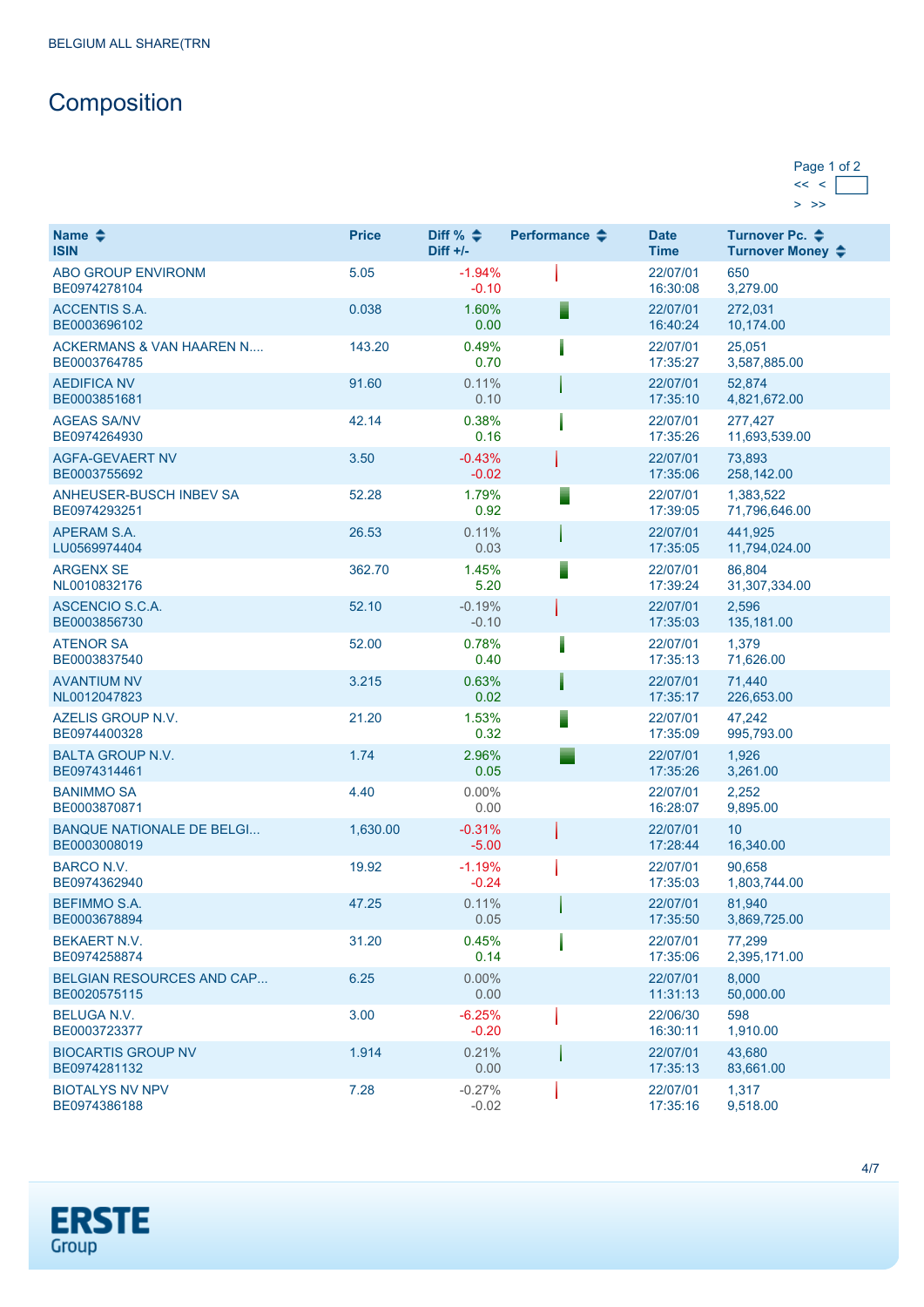BELGIUM ALL SHARE(TRN

# Composition

Page 1 of 2
<< <
> >>

| Name<br>ISIN | Price | Diff %<br>Diff +/- | Performance | Date<br>Time | Turnover Pc.<br>Turnover Money |
|---|---|---|---|---|---|
| ABO GROUP ENVIRONM<br>BE0974278104 | 5.05 | -1.94%<br>-0.10 | | 22/07/01<br>16:30:08 | 650<br>3,279.00 |
| ACCENTIS S.A.<br>BE0003696102 | 0.038 | 1.60%<br>0.00 | | 22/07/01<br>16:40:24 | 272,031<br>10,174.00 |
| ACKERMANS & VAN HAAREN N....<br>BE0003764785 | 143.20 | 0.49%<br>0.70 | | 22/07/01<br>17:35:27 | 25,051<br>3,587,885.00 |
| AEDIFICA NV<br>BE0003851681 | 91.60 | 0.11%<br>0.10 | | 22/07/01<br>17:35:10 | 52,874<br>4,821,672.00 |
| AGEAS SA/NV<br>BE0974264930 | 42.14 | 0.38%<br>0.16 | | 22/07/01<br>17:35:26 | 277,427<br>11,693,539.00 |
| AGFA-GEVAERT NV<br>BE0003755692 | 3.50 | -0.43%<br>-0.02 | | 22/07/01<br>17:35:06 | 73,893<br>258,142.00 |
| ANHEUSER-BUSCH INBEV SA<br>BE0974293251 | 52.28 | 1.79%<br>0.92 | | 22/07/01<br>17:39:05 | 1,383,522<br>71,796,646.00 |
| APERAM S.A.<br>LU0569974404 | 26.53 | 0.11%<br>0.03 | | 22/07/01<br>17:35:05 | 441,925<br>11,794,024.00 |
| ARGENX SE<br>NL0010832176 | 362.70 | 1.45%<br>5.20 | | 22/07/01<br>17:39:24 | 86,804<br>31,307,334.00 |
| ASCENCIO S.C.A.<br>BE0003856730 | 52.10 | -0.19%<br>-0.10 | | 22/07/01<br>17:35:03 | 2,596<br>135,181.00 |
| ATENOR SA<br>BE0003837540 | 52.00 | 0.78%<br>0.40 | | 22/07/01<br>17:35:13 | 1,379<br>71,626.00 |
| AVANTIUM NV<br>NL0012047823 | 3.215 | 0.63%<br>0.02 | | 22/07/01<br>17:35:17 | 71,440<br>226,653.00 |
| AZELIS GROUP N.V.<br>BE0974400328 | 21.20 | 1.53%<br>0.32 | | 22/07/01<br>17:35:09 | 47,242<br>995,793.00 |
| BALTA GROUP N.V.<br>BE0974314461 | 1.74 | 2.96%<br>0.05 | | 22/07/01<br>17:35:26 | 1,926<br>3,261.00 |
| BANIMMO SA<br>BE0003870871 | 4.40 | 0.00%<br>0.00 | | 22/07/01<br>16:28:07 | 2,252<br>9,895.00 |
| BANQUE NATIONALE DE BELGI...<br>BE0003008019 | 1,630.00 | -0.31%<br>-5.00 | | 22/07/01<br>17:28:44 | 10<br>16,340.00 |
| BARCO N.V.<br>BE0974362940 | 19.92 | -1.19%<br>-0.24 | | 22/07/01<br>17:35:03 | 90,658<br>1,803,744.00 |
| BEFIMMO S.A.<br>BE0003678894 | 47.25 | 0.11%<br>0.05 | | 22/07/01<br>17:35:50 | 81,940<br>3,869,725.00 |
| BEKAERT N.V.<br>BE0974258874 | 31.20 | 0.45%<br>0.14 | | 22/07/01<br>17:35:06 | 77,299<br>2,395,171.00 |
| BELGIAN RESOURCES AND CAP...<br>BE0020575115 | 6.25 | 0.00%<br>0.00 | | 22/07/01<br>11:31:13 | 8,000<br>50,000.00 |
| BELUGA N.V.<br>BE0003723377 | 3.00 | -6.25%<br>-0.20 | | 22/06/30<br>16:30:11 | 598<br>1,910.00 |
| BIOCARTIS GROUP NV<br>BE0974281132 | 1.914 | 0.21%<br>0.00 | | 22/07/01<br>17:35:13 | 43,680<br>83,661.00 |
| BIOTALYS NV NPV<br>BE0974386188 | 7.28 | -0.27%<br>-0.02 | | 22/07/01<br>17:35:16 | 1,317<br>9,518.00 |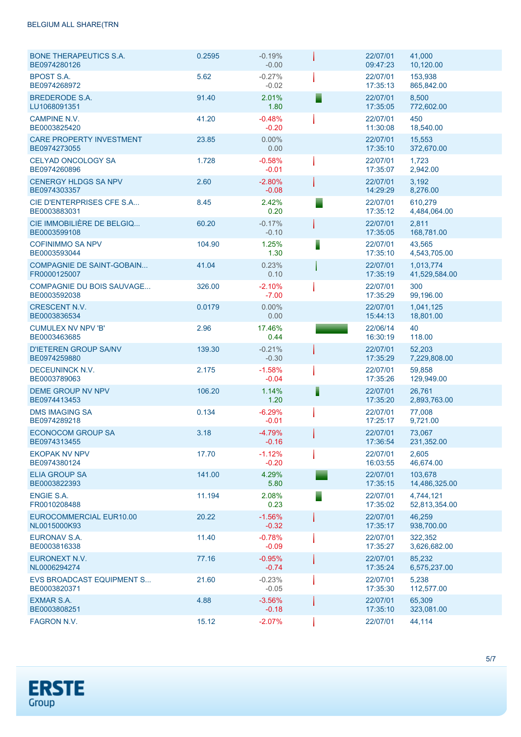BELGIUM ALL SHARE(TRN

| Name | Price | Change | | Date/Time | Volume/Turnover |
|---|---|---|---|---|---|
| BONE THERAPEUTICS S.A.<br>BE0974280126 | 0.2595 | -0.19%<br>-0.00 | | 22/07/01<br>09:47:23 | 41,000<br>10,120.00 |
| BPOST S.A.<br>BE0974268972 | 5.62 | -0.27%<br>-0.02 | | 22/07/01<br>17:35:13 | 153,938<br>865,842.00 |
| BREDERODE S.A.<br>LU1068091351 | 91.40 | 2.01%<br>1.80 | | 22/07/01<br>17:35:05 | 8,500<br>772,602.00 |
| CAMPINE N.V.<br>BE0003825420 | 41.20 | -0.48%<br>-0.20 | | 22/07/01<br>11:30:08 | 450<br>18,540.00 |
| CARE PROPERTY INVESTMENT<br>BE0974273055 | 23.85 | 0.00%<br>0.00 | | 22/07/01<br>17:35:10 | 15,553<br>372,670.00 |
| CELYAD ONCOLOGY SA<br>BE0974260896 | 1.728 | -0.58%<br>-0.01 | | 22/07/01<br>17:35:07 | 1,723<br>2,942.00 |
| CENERGY HLDGS SA NPV<br>BE0974303357 | 2.60 | -2.80%<br>-0.08 | | 22/07/01<br>14:29:29 | 3,192<br>8,276.00 |
| CIE D'ENTERPRISES CFE S.A...<br>BE0003883031 | 8.45 | 2.42%<br>0.20 | | 22/07/01<br>17:35:12 | 610,279<br>4,484,064.00 |
| CIE IMMOBILIÈRE DE BELGIQ...<br>BE0003599108 | 60.20 | -0.17%<br>-0.10 | | 22/07/01<br>17:35:05 | 2,811<br>168,781.00 |
| COFINIMMO SA NPV<br>BE0003593044 | 104.90 | 1.25%<br>1.30 | | 22/07/01<br>17:35:10 | 43,565<br>4,543,705.00 |
| COMPAGNIE DE SAINT-GOBAIN...<br>FR0000125007 | 41.04 | 0.23%<br>0.10 | | 22/07/01<br>17:35:19 | 1,013,774<br>41,529,584.00 |
| COMPAGNIE DU BOIS SAUVAGE...<br>BE0003592038 | 326.00 | -2.10%<br>-7.00 | | 22/07/01<br>17:35:29 | 300<br>99,196.00 |
| CRESCENT N.V.<br>BE0003836534 | 0.0179 | 0.00%<br>0.00 | | 22/07/01<br>15:44:13 | 1,041,125<br>18,801.00 |
| CUMULEX NV NPV 'B'<br>BE0003463685 | 2.96 | 17.46%<br>0.44 | | 22/06/14<br>16:30:19 | 40<br>118.00 |
| D'IETEREN GROUP SA/NV<br>BE0974259880 | 139.30 | -0.21%<br>-0.30 | | 22/07/01<br>17:35:29 | 52,203<br>7,229,808.00 |
| DECEUNINCK N.V.<br>BE0003789063 | 2.175 | -1.58%<br>-0.04 | | 22/07/01<br>17:35:26 | 59,858<br>129,949.00 |
| DEME GROUP NV NPV<br>BE0974413453 | 106.20 | 1.14%<br>1.20 | | 22/07/01<br>17:35:20 | 26,761<br>2,893,763.00 |
| DMS IMAGING SA<br>BE0974289218 | 0.134 | -6.29%<br>-0.01 | | 22/07/01<br>17:25:17 | 77,008<br>9,721.00 |
| ECONOCOM GROUP SA<br>BE0974313455 | 3.18 | -4.79%<br>-0.16 | | 22/07/01<br>17:36:54 | 73,067<br>231,352.00 |
| EKOPAK NV NPV<br>BE0974380124 | 17.70 | -1.12%<br>-0.20 | | 22/07/01<br>16:03:55 | 2,605<br>46,674.00 |
| ELIA GROUP SA<br>BE0003822393 | 141.00 | 4.29%<br>5.80 | | 22/07/01<br>17:35:15 | 103,678<br>14,486,325.00 |
| ENGIE S.A.<br>FR0010208488 | 11.194 | 2.08%<br>0.23 | | 22/07/01<br>17:35:02 | 4,744,121<br>52,813,354.00 |
| EUROCOMMERCIAL EUR10.00<br>NL0015000K93 | 20.22 | -1.56%<br>-0.32 | | 22/07/01<br>17:35:17 | 46,259<br>938,700.00 |
| EURONAV S.A.<br>BE0003816338 | 11.40 | -0.78%<br>-0.09 | | 22/07/01<br>17:35:27 | 322,352<br>3,626,682.00 |
| EURONEXT N.V.<br>NL0006294274 | 77.16 | -0.95%<br>-0.74 | | 22/07/01<br>17:35:24 | 85,232<br>6,575,237.00 |
| EVS BROADCAST EQUIPMENT S...<br>BE0003820371 | 21.60 | -0.23%<br>-0.05 | | 22/07/01<br>17:35:30 | 5,238<br>112,577.00 |
| EXMAR S.A.<br>BE0003808251 | 4.88 | -3.56%<br>-0.18 | | 22/07/01<br>17:35:10 | 65,309<br>323,081.00 |
| FAGRON N.V. | 15.12 | -2.07% | | 22/07/01 | 44,114 |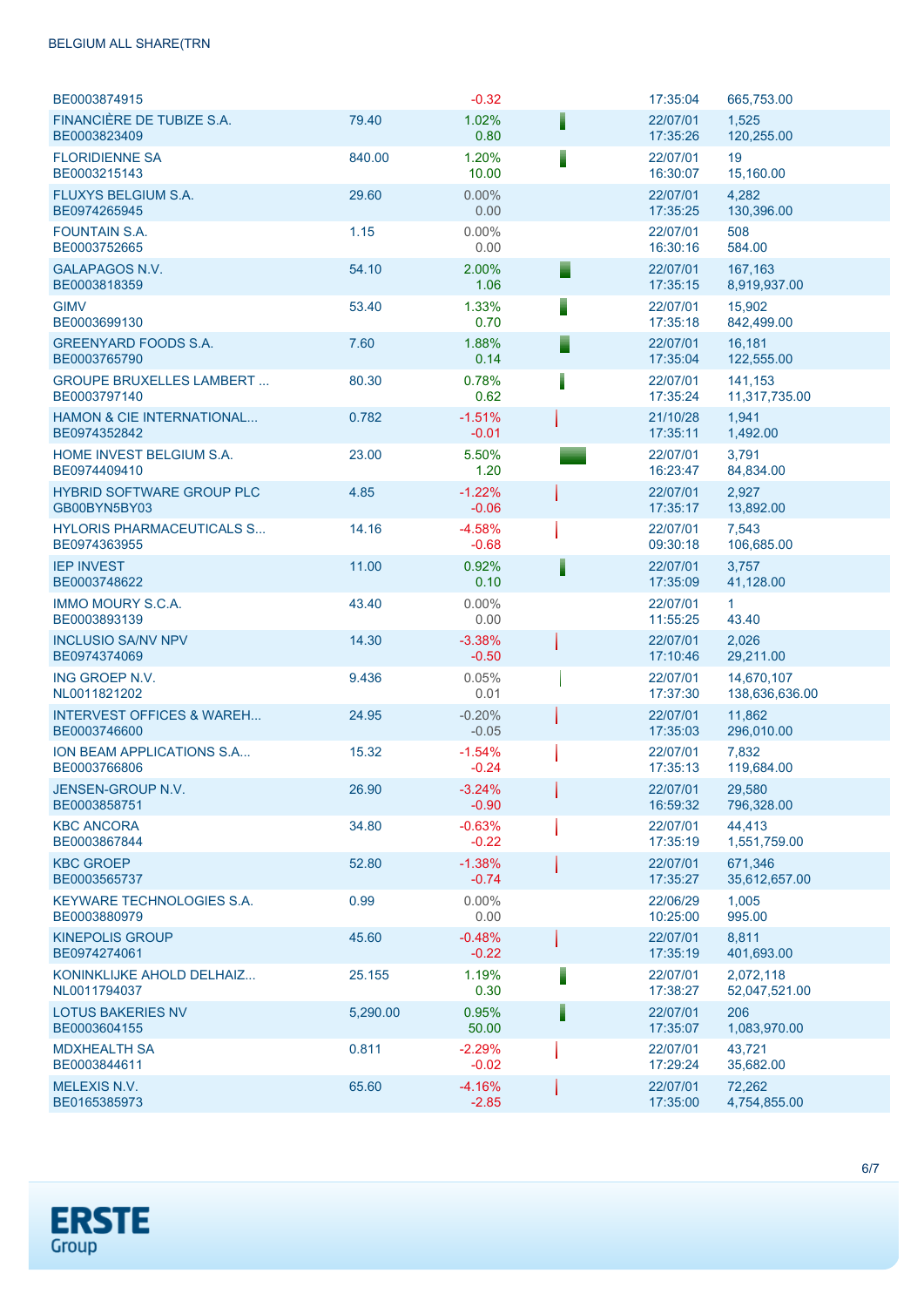| | | | | | |
|---|---|---|---|---|---|
| BE0003874915 | | -0.32 | | 17:35:04 | 665,753.00 |
| FINANCIÈRE DE TUBIZE S.A.<br>BE0003823409 | 79.40 | 1.02%<br>0.80 | | 22/07/01<br>17:35:26 | 1,525<br>120,255.00 |
| FLORIDIENNE SA<br>BE0003215143 | 840.00 | 1.20%<br>10.00 | | 22/07/01<br>16:30:07 | 19<br>15,160.00 |
| FLUXYS BELGIUM S.A.<br>BE0974265945 | 29.60 | 0.00%<br>0.00 | | 22/07/01<br>17:35:25 | 4,282<br>130,396.00 |
| FOUNTAIN S.A.<br>BE0003752665 | 1.15 | 0.00%<br>0.00 | | 22/07/01<br>16:30:16 | 508<br>584.00 |
| GALAPAGOS N.V.<br>BE0003818359 | 54.10 | 2.00%<br>1.06 | | 22/07/01<br>17:35:15 | 167,163<br>8,919,937.00 |
| GIMV<br>BE0003699130 | 53.40 | 1.33%<br>0.70 | | 22/07/01<br>17:35:18 | 15,902<br>842,499.00 |
| GREENYARD FOODS S.A.<br>BE0003765790 | 7.60 | 1.88%<br>0.14 | | 22/07/01<br>17:35:04 | 16,181<br>122,555.00 |
| GROUPE BRUXELLES LAMBERT ...<br>BE0003797140 | 80.30 | 0.78%<br>0.62 | | 22/07/01<br>17:35:24 | 141,153<br>11,317,735.00 |
| HAMON & CIE INTERNATIONAL...<br>BE0974352842 | 0.782 | -1.51%<br>-0.01 | | 21/10/28<br>17:35:11 | 1,941<br>1,492.00 |
| HOME INVEST BELGIUM S.A.<br>BE0974409410 | 23.00 | 5.50%<br>1.20 | | 22/07/01<br>16:23:47 | 3,791<br>84,834.00 |
| HYBRID SOFTWARE GROUP PLC<br>GB00BYN5BY03 | 4.85 | -1.22%<br>-0.06 | | 22/07/01<br>17:35:17 | 2,927<br>13,892.00 |
| HYLORIS PHARMACEUTICALS S...<br>BE0974363955 | 14.16 | -4.58%<br>-0.68 | | 22/07/01<br>09:30:18 | 7,543<br>106,685.00 |
| IEP INVEST<br>BE0003748622 | 11.00 | 0.92%<br>0.10 | | 22/07/01<br>17:35:09 | 3,757<br>41,128.00 |
| IMMO MOURY S.C.A.<br>BE0003893139 | 43.40 | 0.00%<br>0.00 | | 22/07/01<br>11:55:25 | 1<br>43.40 |
| INCLUSIO SA/NV NPV<br>BE0974374069 | 14.30 | -3.38%<br>-0.50 | | 22/07/01<br>17:10:46 | 2,026<br>29,211.00 |
| ING GROEP N.V.<br>NL0011821202 | 9.436 | 0.05%<br>0.01 | | 22/07/01<br>17:37:30 | 14,670,107<br>138,636,636.00 |
| INTERVEST OFFICES & WAREH...<br>BE0003746600 | 24.95 | -0.20%<br>-0.05 | | 22/07/01<br>17:35:03 | 11,862<br>296,010.00 |
| ION BEAM APPLICATIONS S.A...<br>BE0003766806 | 15.32 | -1.54%<br>-0.24 | | 22/07/01<br>17:35:13 | 7,832<br>119,684.00 |
| JENSEN-GROUP N.V.<br>BE0003858751 | 26.90 | -3.24%<br>-0.90 | | 22/07/01<br>16:59:32 | 29,580<br>796,328.00 |
| KBC ANCORA<br>BE0003867844 | 34.80 | -0.63%<br>-0.22 | | 22/07/01<br>17:35:19 | 44,413<br>1,551,759.00 |
| KBC GROEP<br>BE0003565737 | 52.80 | -1.38%<br>-0.74 | | 22/07/01<br>17:35:27 | 671,346<br>35,612,657.00 |
| KEYWARE TECHNOLOGIES S.A.<br>BE0003880979 | 0.99 | 0.00%<br>0.00 | | 22/06/29<br>10:25:00 | 1,005<br>995.00 |
| KINEPOLIS GROUP<br>BE0974274061 | 45.60 | -0.48%<br>-0.22 | | 22/07/01<br>17:35:19 | 8,811<br>401,693.00 |
| KONINKLIJKE AHOLD DELHAIZ...<br>NL0011794037 | 25.155 | 1.19%<br>0.30 | | 22/07/01<br>17:38:27 | 2,072,118<br>52,047,521.00 |
| LOTUS BAKERIES NV<br>BE0003604155 | 5,290.00 | 0.95%<br>50.00 | | 22/07/01<br>17:35:07 | 206<br>1,083,970.00 |
| MDXHEALTH SA<br>BE0003844611 | 0.811 | -2.29%<br>-0.02 | | 22/07/01<br>17:29:24 | 43,721<br>35,682.00 |
| MELEXIS N.V.<br>BE0165385973 | 65.60 | -4.16%<br>-2.85 | | 22/07/01<br>17:35:00 | 72,262<br>4,754,855.00 |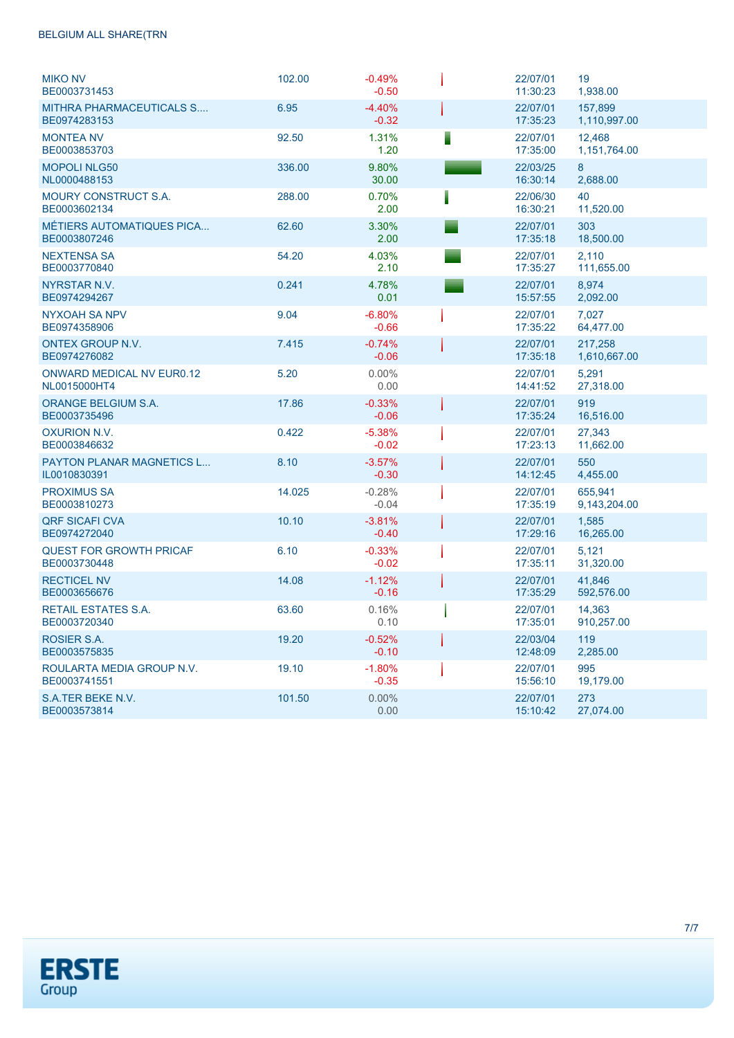BELGIUM ALL SHARE(TRN

| | | | | |
|---|---|---|---|---|
| MIKO NV<br>BE0003731453 | 102.00 | -0.49%<br>-0.50 | 22/07/01<br>11:30:23 | 19<br>1,938.00 |
| MITHRA PHARMACEUTICALS S....<br>BE0974283153 | 6.95 | -4.40%<br>-0.32 | 22/07/01<br>17:35:23 | 157,899<br>1,110,997.00 |
| MONTEA NV<br>BE0003853703 | 92.50 | 1.31%<br>1.20 | 22/07/01<br>17:35:00 | 12,468<br>1,151,764.00 |
| MOPOLI NLG50<br>NL0000488153 | 336.00 | 9.80%<br>30.00 | 22/03/25<br>16:30:14 | 8<br>2,688.00 |
| MOURY CONSTRUCT S.A.<br>BE0003602134 | 288.00 | 0.70%<br>2.00 | 22/06/30<br>16:30:21 | 40<br>11,520.00 |
| MÉTIERS AUTOMATIQUES PICA...<br>BE0003807246 | 62.60 | 3.30%<br>2.00 | 22/07/01<br>17:35:18 | 303<br>18,500.00 |
| NEXTENSA SA<br>BE0003770840 | 54.20 | 4.03%<br>2.10 | 22/07/01<br>17:35:27 | 2,110<br>111,655.00 |
| NYRSTAR N.V.<br>BE0974294267 | 0.241 | 4.78%<br>0.01 | 22/07/01<br>15:57:55 | 8,974<br>2,092.00 |
| NYXOAH SA NPV<br>BE0974358906 | 9.04 | -6.80%<br>-0.66 | 22/07/01<br>17:35:22 | 7,027<br>64,477.00 |
| ONTEX GROUP N.V.<br>BE0974276082 | 7.415 | -0.74%<br>-0.06 | 22/07/01<br>17:35:18 | 217,258<br>1,610,667.00 |
| ONWARD MEDICAL NV EUR0.12<br>NL0015000HT4 | 5.20 | 0.00%<br>0.00 | 22/07/01<br>14:41:52 | 5,291<br>27,318.00 |
| ORANGE BELGIUM S.A.<br>BE0003735496 | 17.86 | -0.33%<br>-0.06 | 22/07/01<br>17:35:24 | 919<br>16,516.00 |
| OXURION N.V.<br>BE0003846632 | 0.422 | -5.38%<br>-0.02 | 22/07/01<br>17:23:13 | 27,343<br>11,662.00 |
| PAYTON PLANAR MAGNETICS L...<br>IL0010830391 | 8.10 | -3.57%<br>-0.30 | 22/07/01<br>14:12:45 | 550<br>4,455.00 |
| PROXIMUS SA<br>BE0003810273 | 14.025 | -0.28%<br>-0.04 | 22/07/01<br>17:35:19 | 655,941<br>9,143,204.00 |
| QRF SICAFI CVA<br>BE0974272040 | 10.10 | -3.81%<br>-0.40 | 22/07/01<br>17:29:16 | 1,585<br>16,265.00 |
| QUEST FOR GROWTH PRICAF<br>BE0003730448 | 6.10 | -0.33%<br>-0.02 | 22/07/01<br>17:35:11 | 5,121<br>31,320.00 |
| RECTICEL NV<br>BE0003656676 | 14.08 | -1.12%<br>-0.16 | 22/07/01<br>17:35:29 | 41,846<br>592,576.00 |
| RETAIL ESTATES S.A.<br>BE0003720340 | 63.60 | 0.16%<br>0.10 | 22/07/01<br>17:35:01 | 14,363<br>910,257.00 |
| ROSIER S.A.<br>BE0003575835 | 19.20 | -0.52%<br>-0.10 | 22/03/04<br>12:48:09 | 119<br>2,285.00 |
| ROULARTA MEDIA GROUP N.V.<br>BE0003741551 | 19.10 | -1.80%<br>-0.35 | 22/07/01<br>15:56:10 | 995<br>19,179.00 |
| S.A.TER BEKE N.V.<br>BE0003573814 | 101.50 | 0.00%<br>0.00 | 22/07/01<br>15:10:42 | 273<br>27,074.00 |

ERSTE Group